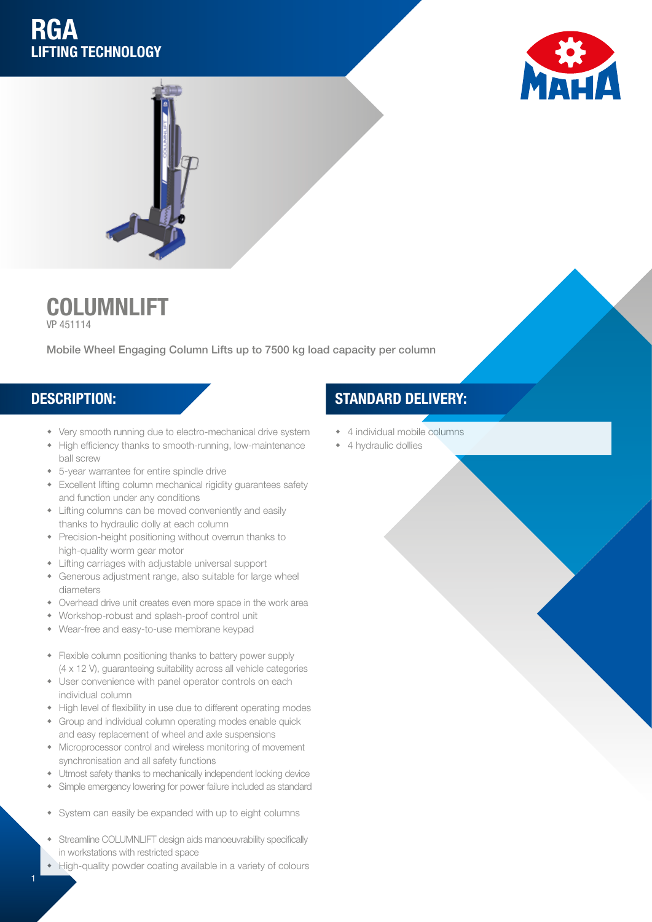# RGA
## LIFTING TECHNOLOGY

# COLUMNLIFT

VP 451114

Mobile Wheel Engaging Column Lifts up to 7500 kg load capacity per column

## DESCRIPTION:

- Very smooth running due to electro-mechanical drive system
- High efficiency thanks to smooth-running, low-maintenance ball screw
- 5-year warrantee for entire spindle drive
- Excellent lifting column mechanical rigidity guarantees safety and function under any conditions
- Lifting columns can be moved conveniently and easily thanks to hydraulic dolly at each column
- Precision-height positioning without overrun thanks to high-quality worm gear motor
- Lifting carriages with adjustable universal support
- Generous adjustment range, also suitable for large wheel diameters
- Overhead drive unit creates even more space in the work area
- Workshop-robust and splash-proof control unit
- Wear-free and easy-to-use membrane keypad

- Flexible column positioning thanks to battery power supply (4 x 12 V), guaranteeing suitability across all vehicle categories
- User convenience with panel operator controls on each individual column
- High level of flexibility in use due to different operating modes
- Group and individual column operating modes enable quick and easy replacement of wheel and axle suspensions
- Microprocessor control and wireless monitoring of movement synchronisation and all safety functions
- Utmost safety thanks to mechanically independent locking device
- Simple emergency lowering for power failure included as standard

- System can easily be expanded with up to eight columns

- Streamline COLUMNLIFT design aids manoeuvrability specifically in workstations with restricted space
- High-quality powder coating available in a variety of colours

## STANDARD DELIVERY:

- 4 individual mobile columns
- 4 hydraulic dollies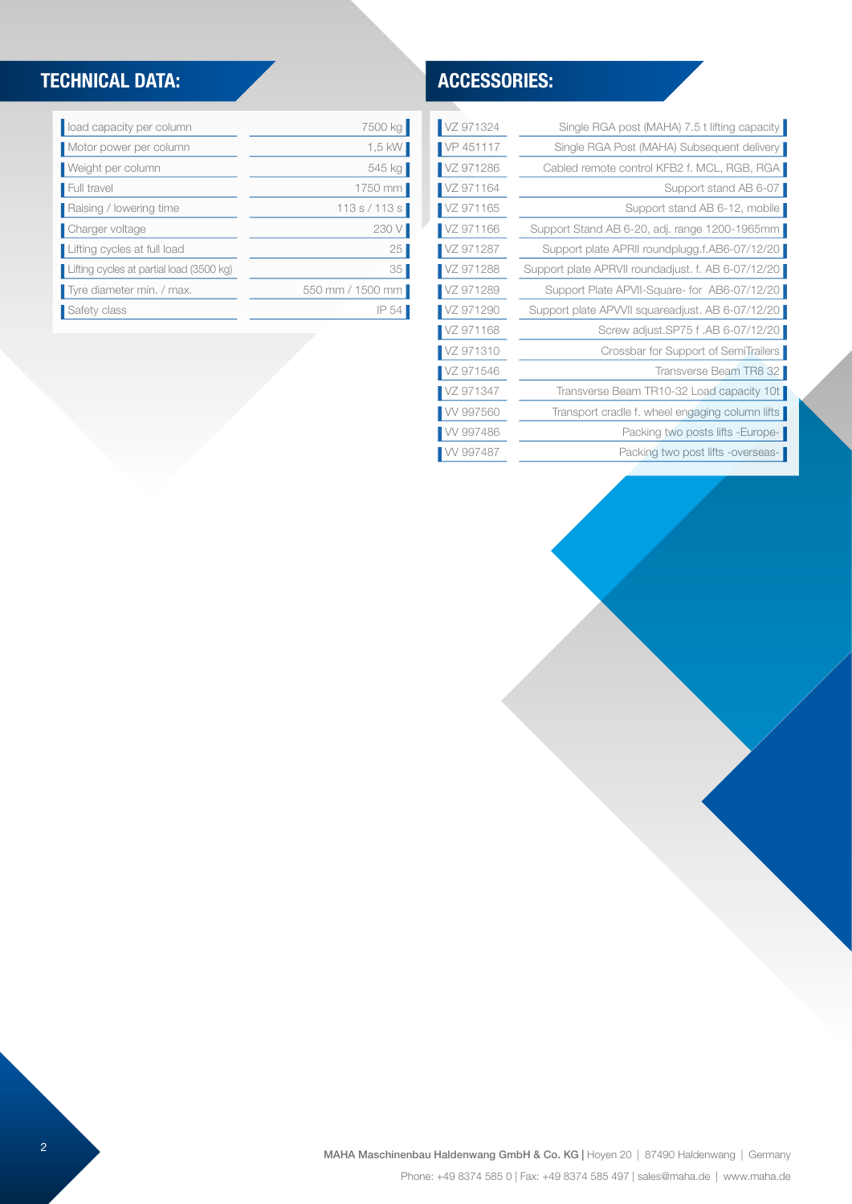## TECHNICAL DATA:

| | |
|---|---|
| load capacity per column | 7500 kg |
| Motor power per column | 1,5 kW |
| Weight per column | 545 kg |
| Full travel | 1750 mm |
| Raising / lowering time | 113 s / 113 s |
| Charger voltage | 230 V |
| Lifting cycles at full load | 25 |
| Lifting cycles at partial load (3500 kg) | 35 |
| Tyre diameter min. / max. | 550 mm / 1500 mm |
| Safety class | IP 54 |

## ACCESSORIES:

| | |
|---|---|
| VZ 971324 | Single RGA post (MAHA) 7.5 t lifting capacity |
| VP 451117 | Single RGA Post (MAHA) Subsequent delivery |
| VZ 971286 | Cabled remote control KFB2 f. MCL, RGB, RGA |
| VZ 971164 | Support stand AB 6-07 |
| VZ 971165 | Support stand AB 6-12, mobile |
| VZ 971166 | Support Stand AB 6-20, adj. range 1200-1965mm |
| VZ 971287 | Support plate APRII roundplugg.f.AB6-07/12/20 |
| VZ 971288 | Support plate APRVII roundadjust. f. AB 6-07/12/20 |
| VZ 971289 | Support Plate APVII-Square- for AB6-07/12/20 |
| VZ 971290 | Support plate APVVII squareadjust. AB 6-07/12/20 |
| VZ 971168 | Screw adjust.SP75 f .AB 6-07/12/20 |
| VZ 971310 | Crossbar for Support of SemiTrailers |
| VZ 971546 | Transverse Beam TR8 32 |
| VZ 971347 | Transverse Beam TR10-32 Load capacity 10t |
| VV 997560 | Transport cradle f. wheel engaging column lifts |
| VV 997486 | Packing two posts lifts -Europe- |
| VV 997487 | Packing two post lifts -overseas- |

**MAHA Maschinenbau Haldenwang GmbH & Co. KG** | Hoyen 20 | 87490 Haldenwang | Germany

Phone: +49 8374 585 0 | Fax: +49 8374 585 497 | sales@maha.de | www.maha.de